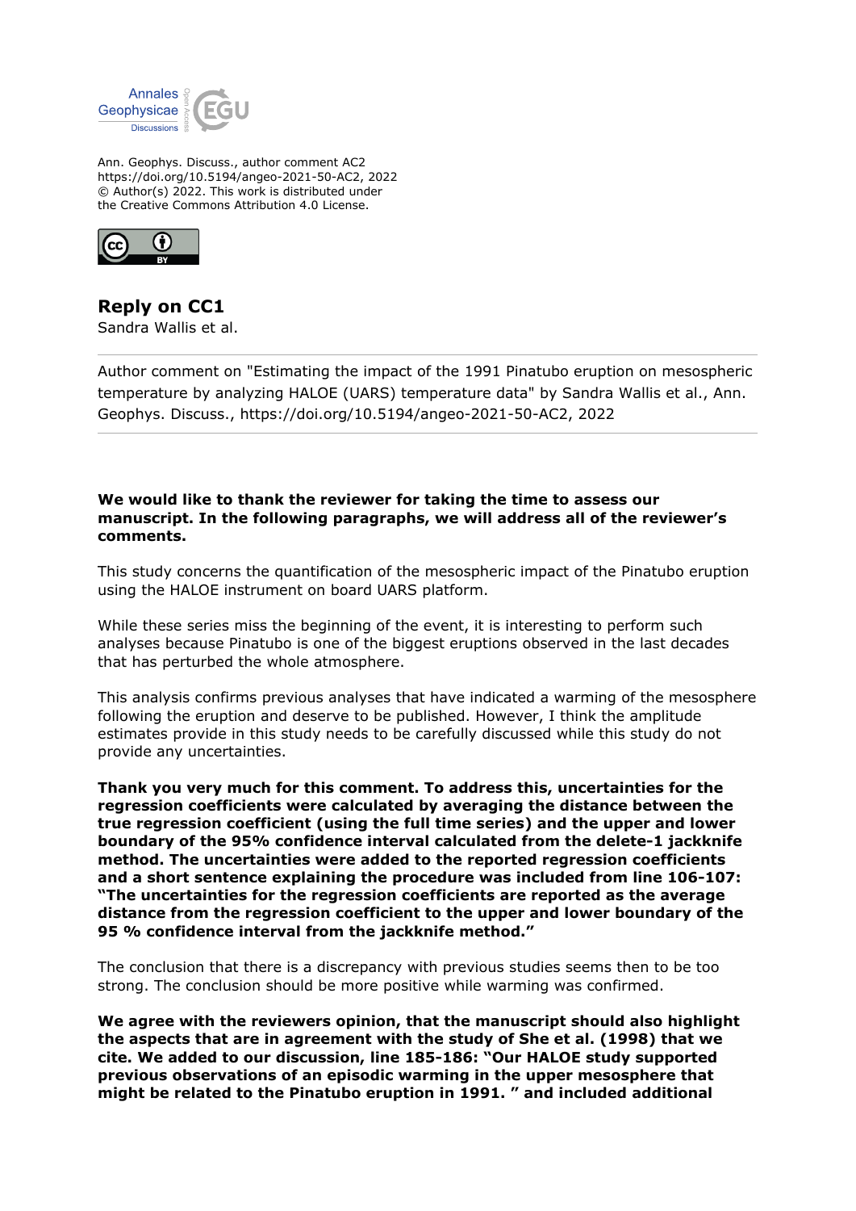Ann. Geophys. Discuss., author comment AC2
https://doi.org/10.5194/angeo-2021-50-AC2, 2022
© Author(s) 2022. This work is distributed under
the Creative Commons Attribution 4.0 License.

# Reply on CC1

Sandra Wallis et al.

---

Author comment on "Estimating the impact of the 1991 Pinatubo eruption on mesospheric temperature by analyzing HALOE (UARS) temperature data" by Sandra Wallis et al., Ann. Geophys. Discuss., https://doi.org/10.5194/angeo-2021-50-AC2, 2022

---

**We would like to thank the reviewer for taking the time to assess our manuscript. In the following paragraphs, we will address all of the reviewer's comments.**

This study concerns the quantification of the mesospheric impact of the Pinatubo eruption using the HALOE instrument on board UARS platform.

While these series miss the beginning of the event, it is interesting to perform such analyses because Pinatubo is one of the biggest eruptions observed in the last decades that has perturbed the whole atmosphere.

This analysis confirms previous analyses that have indicated a warming of the mesosphere following the eruption and deserve to be published. However, I think the amplitude estimates provide in this study needs to be carefully discussed while this study do not provide any uncertainties.

**Thank you very much for this comment. To address this, uncertainties for the regression coefficients were calculated by averaging the distance between the true regression coefficient (using the full time series) and the upper and lower boundary of the 95% confidence interval calculated from the delete-1 jackknife method. The uncertainties were added to the reported regression coefficients and a short sentence explaining the procedure was included from line 106-107: "The uncertainties for the regression coefficients are reported as the average distance from the regression coefficient to the upper and lower boundary of the 95 % confidence interval from the jackknife method."**

The conclusion that there is a discrepancy with previous studies seems then to be too strong. The conclusion should be more positive while warming was confirmed.

**We agree with the reviewers opinion, that the manuscript should also highlight the aspects that are in agreement with the study of She et al. (1998) that we cite. We added to our discussion, line 185-186: "Our HALOE study supported previous observations of an episodic warming in the upper mesosphere that might be related to the Pinatubo eruption in 1991. " and included additional**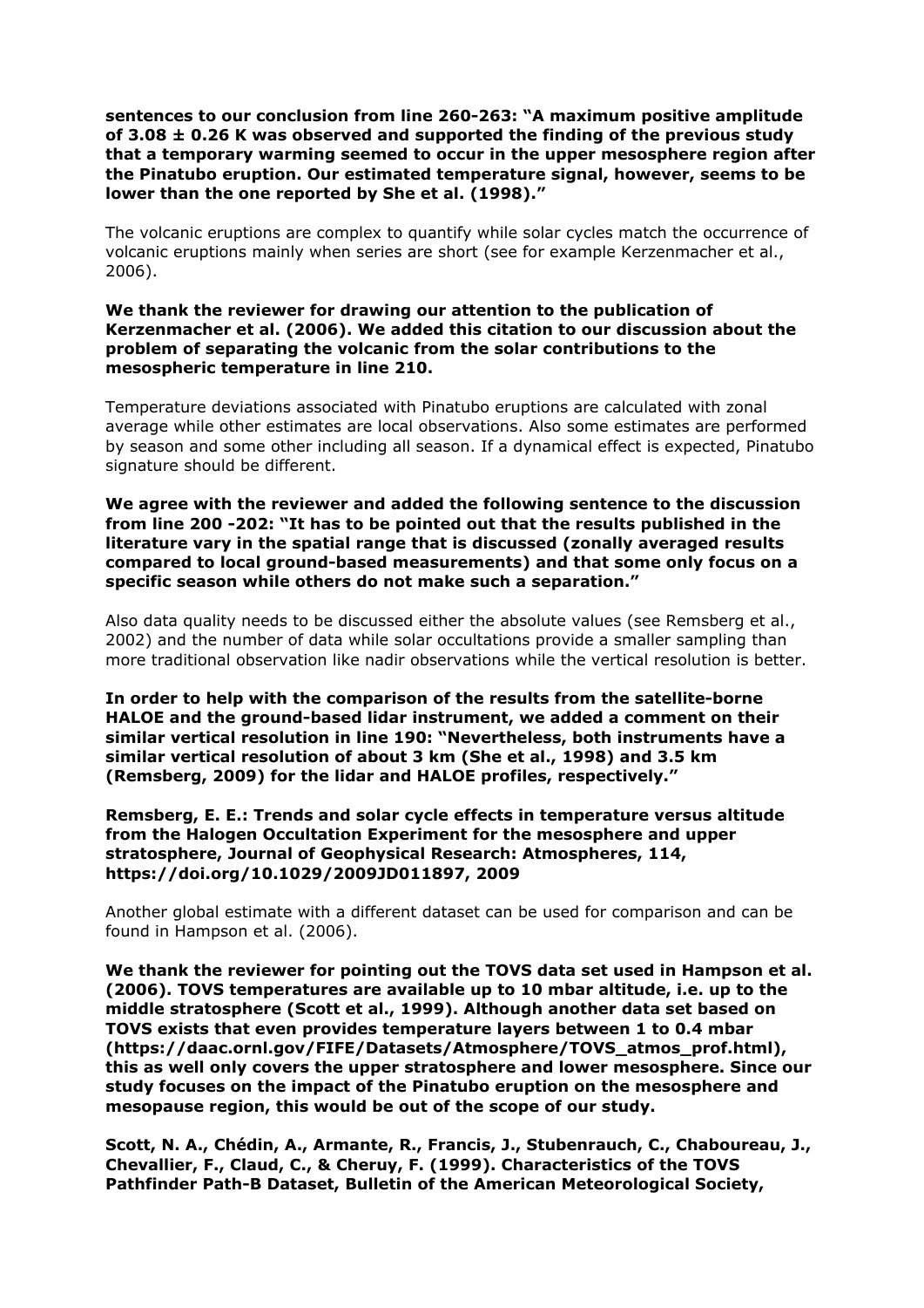**sentences to our conclusion from line 260-263: "A maximum positive amplitude of 3.08 ± 0.26 K was observed and supported the finding of the previous study that a temporary warming seemed to occur in the upper mesosphere region after the Pinatubo eruption. Our estimated temperature signal, however, seems to be lower than the one reported by She et al. (1998)."**

The volcanic eruptions are complex to quantify while solar cycles match the occurrence of volcanic eruptions mainly when series are short (see for example Kerzenmacher et al., 2006).

**We thank the reviewer for drawing our attention to the publication of Kerzenmacher et al. (2006). We added this citation to our discussion about the problem of separating the volcanic from the solar contributions to the mesospheric temperature in line 210.**

Temperature deviations associated with Pinatubo eruptions are calculated with zonal average while other estimates are local observations. Also some estimates are performed by season and some other including all season. If a dynamical effect is expected, Pinatubo signature should be different.

**We agree with the reviewer and added the following sentence to the discussion from line 200 -202: "It has to be pointed out that the results published in the literature vary in the spatial range that is discussed (zonally averaged results compared to local ground-based measurements) and that some only focus on a specific season while others do not make such a separation."**

Also data quality needs to be discussed either the absolute values (see Remsberg et al., 2002) and the number of data while solar occultations provide a smaller sampling than more traditional observation like nadir observations while the vertical resolution is better.

**In order to help with the comparison of the results from the satellite-borne HALOE and the ground-based lidar instrument, we added a comment on their similar vertical resolution in line 190: "Nevertheless, both instruments have a similar vertical resolution of about 3 km (She et al., 1998) and 3.5 km (Remsberg, 2009) for the lidar and HALOE profiles, respectively."**

**Remsberg, E. E.: Trends and solar cycle effects in temperature versus altitude from the Halogen Occultation Experiment for the mesosphere and upper stratosphere, Journal of Geophysical Research: Atmospheres, 114, https://doi.org/10.1029/2009JD011897, 2009**

Another global estimate with a different dataset can be used for comparison and can be found in Hampson et al. (2006).

**We thank the reviewer for pointing out the TOVS data set used in Hampson et al. (2006). TOVS temperatures are available up to 10 mbar altitude, i.e. up to the middle stratosphere (Scott et al., 1999). Although another data set based on TOVS exists that even provides temperature layers between 1 to 0.4 mbar (https://daac.ornl.gov/FIFE/Datasets/Atmosphere/TOVS_atmos_prof.html), this as well only covers the upper stratosphere and lower mesosphere. Since our study focuses on the impact of the Pinatubo eruption on the mesosphere and mesopause region, this would be out of the scope of our study.**

**Scott, N. A., Chédin, A., Armante, R., Francis, J., Stubenrauch, C., Chaboureau, J., Chevallier, F., Claud, C., & Cheruy, F. (1999). Characteristics of the TOVS Pathfinder Path-B Dataset, Bulletin of the American Meteorological Society,**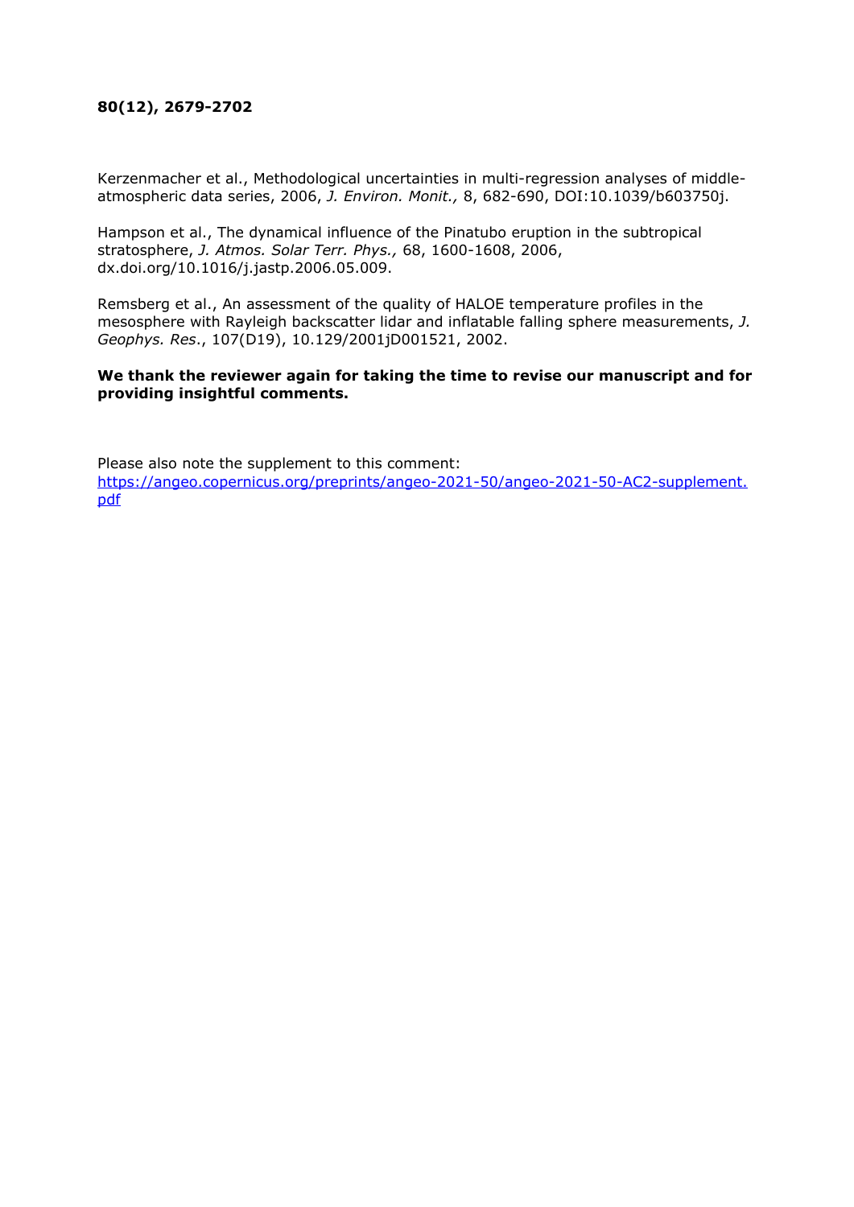**80(12), 2679-2702**

Kerzenmacher et al., Methodological uncertainties in multi-regression analyses of middle-atmospheric data series, 2006, *J. Environ. Monit.,* 8, 682-690, DOI:10.1039/b603750j.

Hampson et al., The dynamical influence of the Pinatubo eruption in the subtropical stratosphere, *J. Atmos. Solar Terr. Phys.,* 68, 1600-1608, 2006, dx.doi.org/10.1016/j.jastp.2006.05.009.

Remsberg et al., An assessment of the quality of HALOE temperature profiles in the mesosphere with Rayleigh backscatter lidar and inflatable falling sphere measurements, *J. Geophys. Res*., 107(D19), 10.129/2001jD001521, 2002.

**We thank the reviewer again for taking the time to revise our manuscript and for providing insightful comments.**

Please also note the supplement to this comment:
https://angeo.copernicus.org/preprints/angeo-2021-50/angeo-2021-50-AC2-supplement.pdf